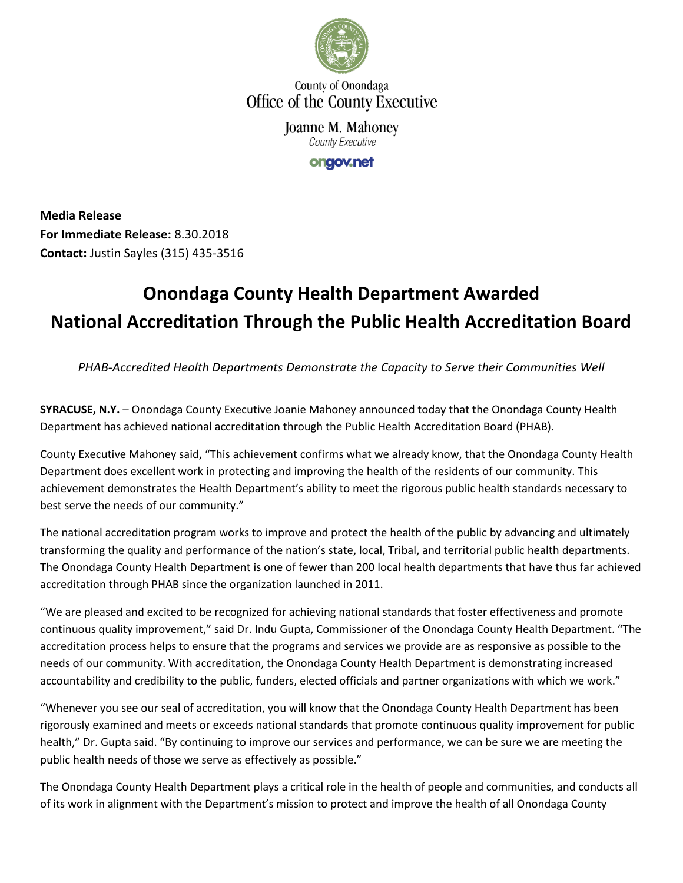County of Onondaga
Office of the County Executive

Joanne M. Mahoney
*County Executive*

ongov.net

**Media Release**
**For Immediate Release:** 8.30.2018
**Contact:** Justin Sayles (315) 435-3516

# Onondaga County Health Department Awarded National Accreditation Through the Public Health Accreditation Board

*PHAB-Accredited Health Departments Demonstrate the Capacity to Serve their Communities Well*

**SYRACUSE, N.Y.** – Onondaga County Executive Joanie Mahoney announced today that the Onondaga County Health Department has achieved national accreditation through the Public Health Accreditation Board (PHAB).

County Executive Mahoney said, "This achievement confirms what we already know, that the Onondaga County Health Department does excellent work in protecting and improving the health of the residents of our community. This achievement demonstrates the Health Department's ability to meet the rigorous public health standards necessary to best serve the needs of our community."

The national accreditation program works to improve and protect the health of the public by advancing and ultimately transforming the quality and performance of the nation's state, local, Tribal, and territorial public health departments. The Onondaga County Health Department is one of fewer than 200 local health departments that have thus far achieved accreditation through PHAB since the organization launched in 2011.

"We are pleased and excited to be recognized for achieving national standards that foster effectiveness and promote continuous quality improvement," said Dr. Indu Gupta, Commissioner of the Onondaga County Health Department. "The accreditation process helps to ensure that the programs and services we provide are as responsive as possible to the needs of our community. With accreditation, the Onondaga County Health Department is demonstrating increased accountability and credibility to the public, funders, elected officials and partner organizations with which we work."

"Whenever you see our seal of accreditation, you will know that the Onondaga County Health Department has been rigorously examined and meets or exceeds national standards that promote continuous quality improvement for public health," Dr. Gupta said. "By continuing to improve our services and performance, we can be sure we are meeting the public health needs of those we serve as effectively as possible."

The Onondaga County Health Department plays a critical role in the health of people and communities, and conducts all of its work in alignment with the Department's mission to protect and improve the health of all Onondaga County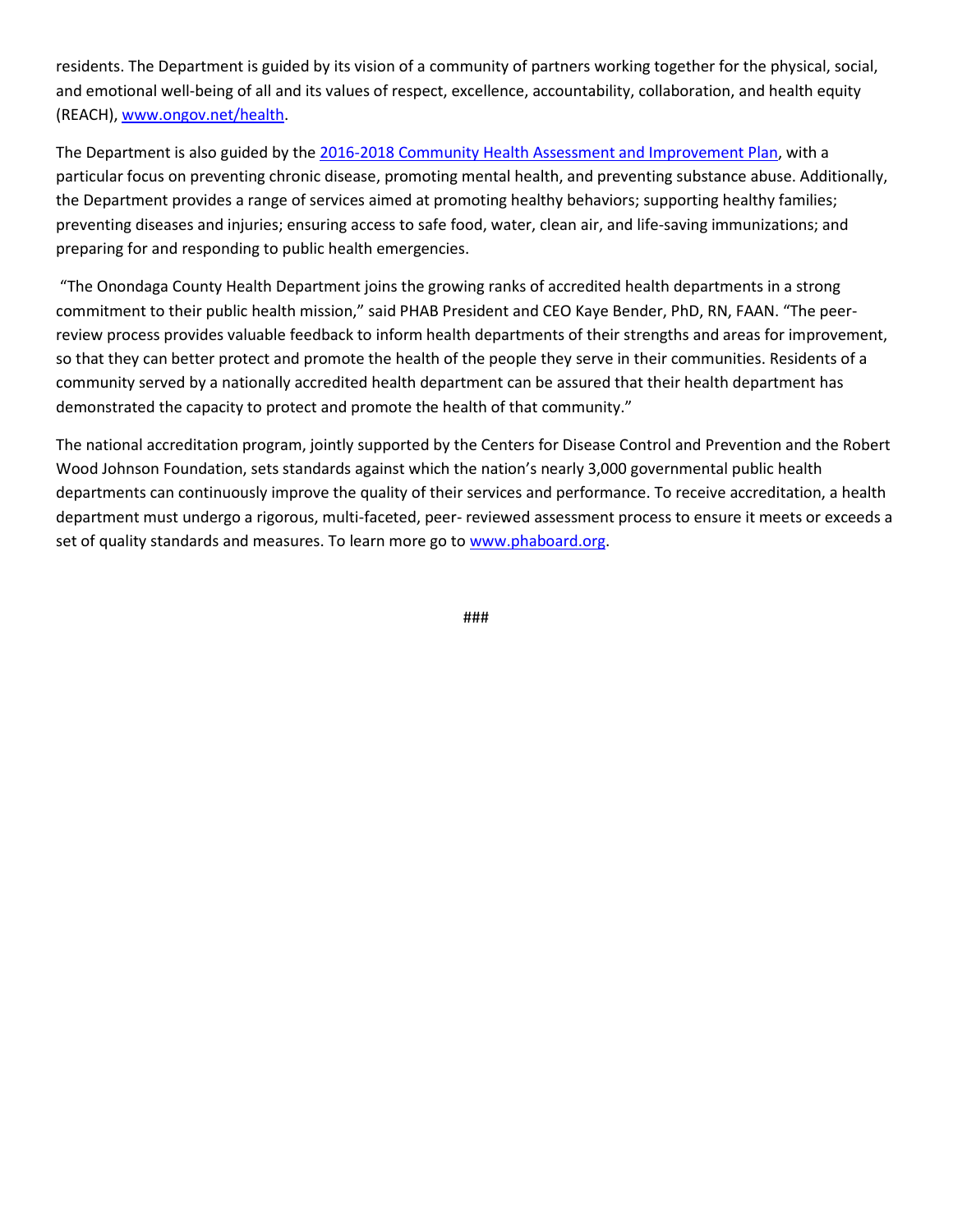residents. The Department is guided by its vision of a community of partners working together for the physical, social, and emotional well-being of all and its values of respect, excellence, accountability, collaboration, and health equity (REACH), www.ongov.net/health.

The Department is also guided by the 2016-2018 Community Health Assessment and Improvement Plan, with a particular focus on preventing chronic disease, promoting mental health, and preventing substance abuse. Additionally, the Department provides a range of services aimed at promoting healthy behaviors; supporting healthy families; preventing diseases and injuries; ensuring access to safe food, water, clean air, and life-saving immunizations; and preparing for and responding to public health emergencies.

"The Onondaga County Health Department joins the growing ranks of accredited health departments in a strong commitment to their public health mission," said PHAB President and CEO Kaye Bender, PhD, RN, FAAN. "The peer-review process provides valuable feedback to inform health departments of their strengths and areas for improvement, so that they can better protect and promote the health of the people they serve in their communities. Residents of a community served by a nationally accredited health department can be assured that their health department has demonstrated the capacity to protect and promote the health of that community."

The national accreditation program, jointly supported by the Centers for Disease Control and Prevention and the Robert Wood Johnson Foundation, sets standards against which the nation's nearly 3,000 governmental public health departments can continuously improve the quality of their services and performance. To receive accreditation, a health department must undergo a rigorous, multi-faceted, peer- reviewed assessment process to ensure it meets or exceeds a set of quality standards and measures. To learn more go to www.phaboard.org.

###